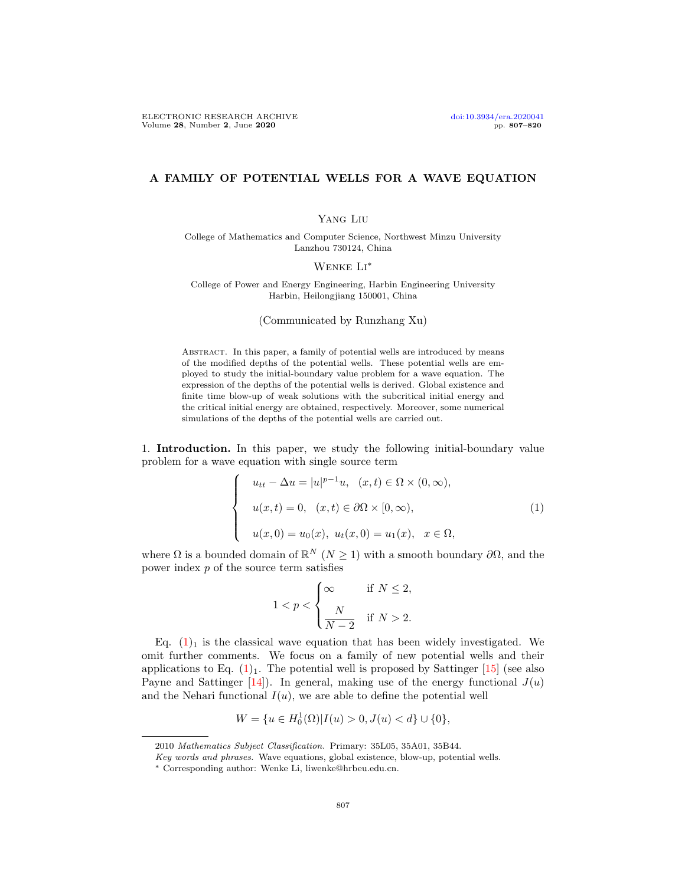# A FAMILY OF POTENTIAL WELLS FOR A WAVE EQUATION

Yang Liu

College of Mathematics and Computer Science, Northwest Minzu University
Lanzhou 730124, China

Wenke Li*

College of Power and Energy Engineering, Harbin Engineering University
Harbin, Heilongjiang 150001, China

(Communicated by Runzhang Xu)

Abstract. In this paper, a family of potential wells are introduced by means of the modified depths of the potential wells. These potential wells are employed to study the initial-boundary value problem for a wave equation. The expression of the depths of the potential wells is derived. Global existence and finite time blow-up of weak solutions with the subcritical initial energy and the critical initial energy are obtained, respectively. Moreover, some numerical simulations of the depths of the potential wells are carried out.

1. **Introduction.** In this paper, we study the following initial-boundary value problem for a wave equation with single source term

$$
\begin{cases}
u_{tt} - \Delta u = |u|^{p-1}u, & (x,t) \in \Omega \times (0,\infty), \\
u(x,t) = 0, & (x,t) \in \partial\Omega \times [0,\infty), \\
u(x,0) = u_0(x),\ u_t(x,0) = u_1(x), & x \in \Omega,
\end{cases}
\tag{1}
$$

where $\Omega$ is a bounded domain of $\mathbb{R}^N$ $(N \geq 1)$ with a smooth boundary $\partial\Omega$, and the power index $p$ of the source term satisfies

$$
1 < p < \begin{cases} \infty & \text{if } N \leq 2, \\ \dfrac{N}{N-2} & \text{if } N > 2. \end{cases}
$$

Eq. $(1)_1$ is the classical wave equation that has been widely investigated. We omit further comments. We focus on a family of new potential wells and their applications to Eq. $(1)_1$. The potential well is proposed by Sattinger [15] (see also Payne and Sattinger [14]). In general, making use of the energy functional $J(u)$ and the Nehari functional $I(u)$, we are able to define the potential well

$$
W = \{u \in H_0^1(\Omega) | I(u) > 0, J(u) < d\} \cup \{0\},
$$

2010 *Mathematics Subject Classification.* Primary: 35L05, 35A01, 35B44.

*Key words and phrases.* Wave equations, global existence, blow-up, potential wells.

* Corresponding author: Wenke Li, liwenke@hrbeu.edu.cn.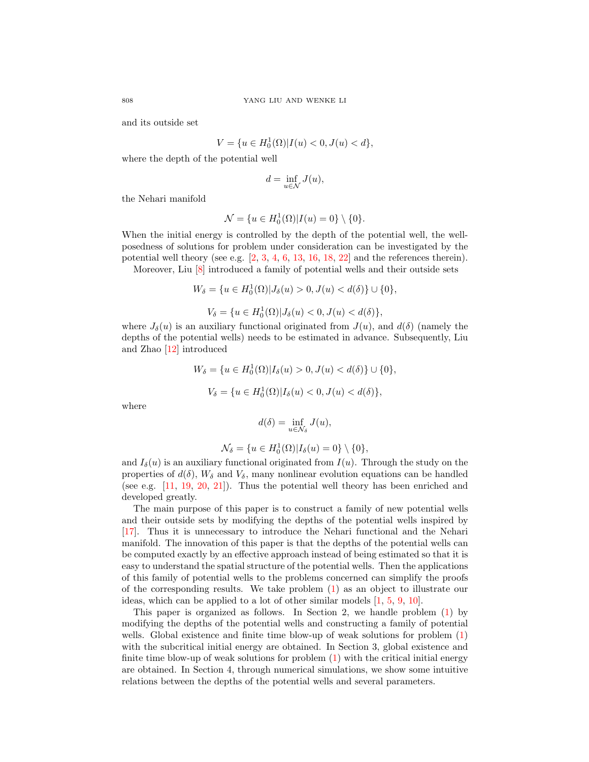and its outside set

$$V = \{u \in H_0^1(\Omega) | I(u) < 0, J(u) < d\},$$

where the depth of the potential well

$$d = \inf_{u \in \mathcal{N}} J(u),$$

the Nehari manifold

$$\mathcal{N} = \{u \in H_0^1(\Omega) | I(u) = 0\} \setminus \{0\}.$$

When the initial energy is controlled by the depth of the potential well, the well-posedness of solutions for problem under consideration can be investigated by the potential well theory (see e.g. [2, 3, 4, 6, 13, 16, 18, 22] and the references therein).

Moreover, Liu [8] introduced a family of potential wells and their outside sets

$$W_\delta = \{u \in H_0^1(\Omega) | J_\delta(u) > 0, J(u) < d(\delta)\} \cup \{0\},$$

$$V_\delta = \{u \in H_0^1(\Omega) | J_\delta(u) < 0, J(u) < d(\delta)\},$$

where $J_\delta(u)$ is an auxiliary functional originated from $J(u)$, and $d(\delta)$ (namely the depths of the potential wells) needs to be estimated in advance. Subsequently, Liu and Zhao [12] introduced

$$W_\delta = \{u \in H_0^1(\Omega) | I_\delta(u) > 0, J(u) < d(\delta)\} \cup \{0\},$$

$$V_\delta = \{u \in H_0^1(\Omega) | I_\delta(u) < 0, J(u) < d(\delta)\},$$

where

$$d(\delta) = \inf_{u \in \mathcal{N}_\delta} J(u),$$

$$\mathcal{N}_\delta = \{u \in H_0^1(\Omega) | I_\delta(u) = 0\} \setminus \{0\},$$

and $I_\delta(u)$ is an auxiliary functional originated from $I(u)$. Through the study on the properties of $d(\delta)$, $W_\delta$ and $V_\delta$, many nonlinear evolution equations can be handled (see e.g. [11, 19, 20, 21]). Thus the potential well theory has been enriched and developed greatly.

The main purpose of this paper is to construct a family of new potential wells and their outside sets by modifying the depths of the potential wells inspired by [17]. Thus it is unnecessary to introduce the Nehari functional and the Nehari manifold. The innovation of this paper is that the depths of the potential wells can be computed exactly by an effective approach instead of being estimated so that it is easy to understand the spatial structure of the potential wells. Then the applications of this family of potential wells to the problems concerned can simplify the proofs of the corresponding results. We take problem (1) as an object to illustrate our ideas, which can be applied to a lot of other similar models [1, 5, 9, 10].

This paper is organized as follows. In Section 2, we handle problem (1) by modifying the depths of the potential wells and constructing a family of potential wells. Global existence and finite time blow-up of weak solutions for problem (1) with the subcritical initial energy are obtained. In Section 3, global existence and finite time blow-up of weak solutions for problem (1) with the critical initial energy are obtained. In Section 4, through numerical simulations, we show some intuitive relations between the depths of the potential wells and several parameters.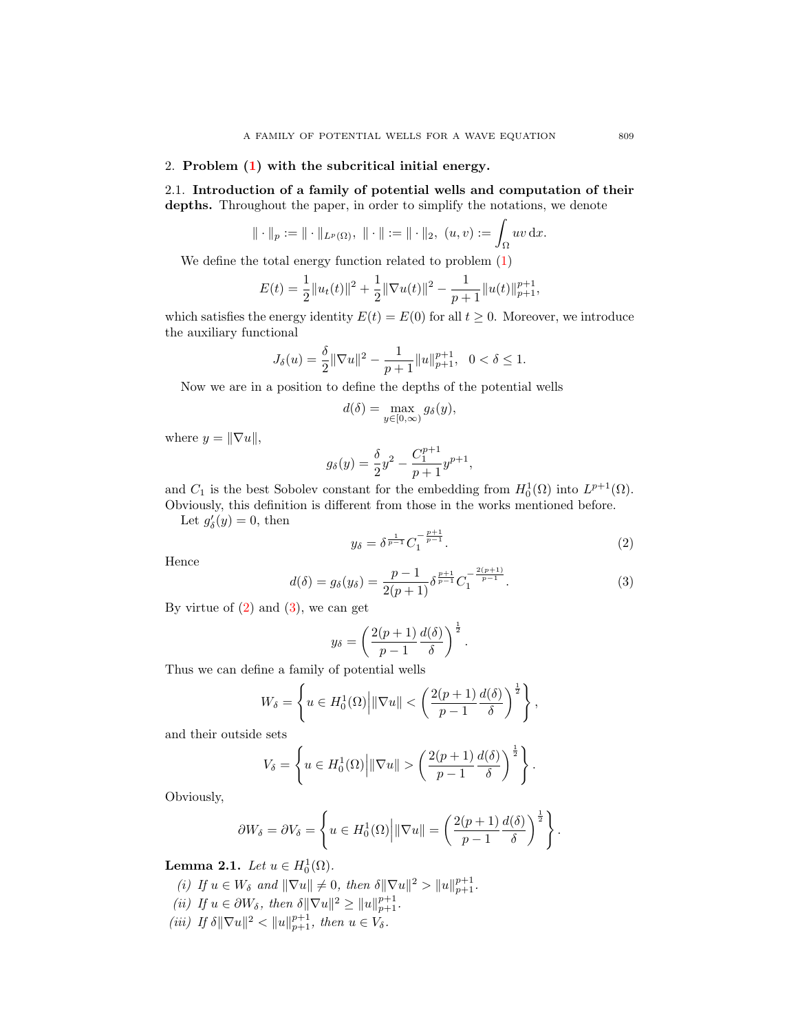## 2. **Problem (1) with the subcritical initial energy.**

2.1. **Introduction of a family of potential wells and computation of their depths.** Throughout the paper, in order to simplify the notations, we denote

$$\|\cdot\|_p := \|\cdot\|_{L^p(\Omega)},\ \|\cdot\| := \|\cdot\|_2,\ (u,v) := \int_\Omega uv\,\mathrm{d}x.$$

We define the total energy function related to problem (1)

$$E(t) = \frac{1}{2}\|u_t(t)\|^2 + \frac{1}{2}\|\nabla u(t)\|^2 - \frac{1}{p+1}\|u(t)\|_{p+1}^{p+1},$$

which satisfies the energy identity $E(t) = E(0)$ for all $t \geq 0$. Moreover, we introduce the auxiliary functional

$$J_\delta(u) = \frac{\delta}{2}\|\nabla u\|^2 - \frac{1}{p+1}\|u\|_{p+1}^{p+1},\quad 0 < \delta \leq 1.$$

Now we are in a position to define the depths of the potential wells

$$d(\delta) = \max_{y\in[0,\infty)} g_\delta(y),$$

where $y = \|\nabla u\|$,

$$g_\delta(y) = \frac{\delta}{2}y^2 - \frac{C_1^{p+1}}{p+1}y^{p+1},$$

and $C_1$ is the best Sobolev constant for the embedding from $H_0^1(\Omega)$ into $L^{p+1}(\Omega)$. Obviously, this definition is different from those in the works mentioned before.

Let $g_\delta'(y) = 0$, then

$$y_\delta = \delta^{\frac{1}{p-1}} C_1^{-\frac{p+1}{p-1}}. \tag{2}$$

Hence

$$d(\delta) = g_\delta(y_\delta) = \frac{p-1}{2(p+1)}\delta^{\frac{p+1}{p-1}} C_1^{-\frac{2(p+1)}{p-1}}. \tag{3}$$

By virtue of (2) and (3), we can get

$$y_\delta = \left(\frac{2(p+1)}{p-1}\frac{d(\delta)}{\delta}\right)^{\frac{1}{2}}.$$

Thus we can define a family of potential wells

$$W_\delta = \left\{ u \in H_0^1(\Omega) \,\middle|\, \|\nabla u\| < \left(\frac{2(p+1)}{p-1}\frac{d(\delta)}{\delta}\right)^{\frac{1}{2}} \right\},$$

and their outside sets

$$V_\delta = \left\{ u \in H_0^1(\Omega) \,\middle|\, \|\nabla u\| > \left(\frac{2(p+1)}{p-1}\frac{d(\delta)}{\delta}\right)^{\frac{1}{2}} \right\}.$$

Obviously,

$$\partial W_\delta = \partial V_\delta = \left\{ u \in H_0^1(\Omega) \,\middle|\, \|\nabla u\| = \left(\frac{2(p+1)}{p-1}\frac{d(\delta)}{\delta}\right)^{\frac{1}{2}} \right\}.$$

**Lemma 2.1.** *Let $u \in H_0^1(\Omega)$.*

*(i) If $u \in W_\delta$ and $\|\nabla u\| \neq 0$, then $\delta\|\nabla u\|^2 > \|u\|_{p+1}^{p+1}$.*

*(ii) If $u \in \partial W_\delta$, then $\delta\|\nabla u\|^2 \geq \|u\|_{p+1}^{p+1}$.*

*(iii) If $\delta\|\nabla u\|^2 < \|u\|_{p+1}^{p+1}$, then $u \in V_\delta$.*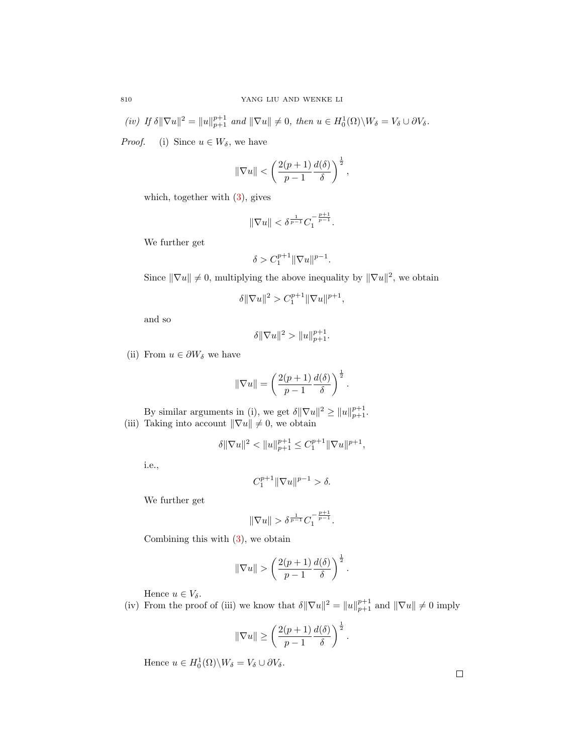*(iv) If $\delta\|\nabla u\|^2 = \|u\|_{p+1}^{p+1}$ and $\|\nabla u\| \neq 0$, then $u \in H_0^1(\Omega)\backslash W_\delta = V_\delta \cup \partial V_\delta$.*

*Proof.* (i) Since $u \in W_\delta$, we have

$$\|\nabla u\| < \left(\frac{2(p+1)}{p-1}\frac{d(\delta)}{\delta}\right)^{\frac{1}{2}},$$

which, together with (3), gives

$$\|\nabla u\| < \delta^{\frac{1}{p-1}} C_1^{-\frac{p+1}{p-1}}.$$

We further get

$$\delta > C_1^{p+1}\|\nabla u\|^{p-1}.$$

Since $\|\nabla u\| \neq 0$, multiplying the above inequality by $\|\nabla u\|^2$, we obtain

$$\delta\|\nabla u\|^2 > C_1^{p+1}\|\nabla u\|^{p+1},$$

and so

$$\delta\|\nabla u\|^2 > \|u\|_{p+1}^{p+1}.$$

(ii) From $u \in \partial W_\delta$ we have

$$\|\nabla u\| = \left(\frac{2(p+1)}{p-1}\frac{d(\delta)}{\delta}\right)^{\frac{1}{2}}.$$

By similar arguments in (i), we get $\delta\|\nabla u\|^2 \geq \|u\|_{p+1}^{p+1}$.

(iii) Taking into account $\|\nabla u\| \neq 0$, we obtain

$$\delta\|\nabla u\|^2 < \|u\|_{p+1}^{p+1} \leq C_1^{p+1}\|\nabla u\|^{p+1},$$

i.e.,

$$C_1^{p+1}\|\nabla u\|^{p-1} > \delta.$$

We further get

$$\|\nabla u\| > \delta^{\frac{1}{p-1}} C_1^{-\frac{p+1}{p-1}}.$$

Combining this with (3), we obtain

$$\|\nabla u\| > \left(\frac{2(p+1)}{p-1}\frac{d(\delta)}{\delta}\right)^{\frac{1}{2}}.$$

Hence $u \in V_\delta$.

(iv) From the proof of (iii) we know that $\delta\|\nabla u\|^2 = \|u\|_{p+1}^{p+1}$ and $\|\nabla u\| \neq 0$ imply

$$\|\nabla u\| \geq \left(\frac{2(p+1)}{p-1}\frac{d(\delta)}{\delta}\right)^{\frac{1}{2}}.$$

Hence $u \in H_0^1(\Omega)\backslash W_\delta = V_\delta \cup \partial V_\delta$.

□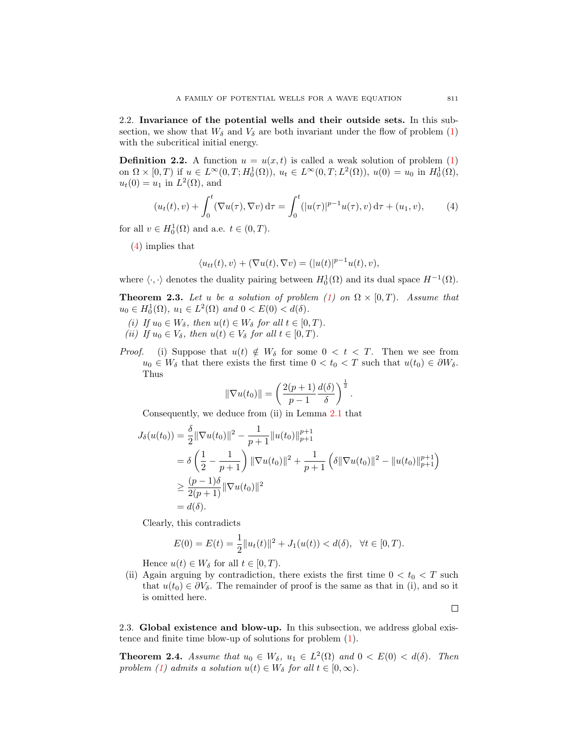2.2. **Invariance of the potential wells and their outside sets.** In this subsection, we show that $W_\delta$ and $V_\delta$ are both invariant under the flow of problem (1) with the subcritical initial energy.

**Definition 2.2.** A function $u = u(x,t)$ is called a weak solution of problem (1) on $\Omega \times [0,T)$ if $u \in L^\infty(0,T;H_0^1(\Omega))$, $u_t \in L^\infty(0,T;L^2(\Omega))$, $u(0) = u_0$ in $H_0^1(\Omega)$, $u_t(0) = u_1$ in $L^2(\Omega)$, and

$$(u_t(t), v) + \int_0^t (\nabla u(\tau), \nabla v)\, \mathrm{d}\tau = \int_0^t (|u(\tau)|^{p-1}u(\tau), v)\, \mathrm{d}\tau + (u_1, v), \qquad (4)$$

for all $v \in H_0^1(\Omega)$ and a.e. $t \in (0,T)$.

(4) implies that

$$\langle u_{tt}(t), v\rangle + (\nabla u(t), \nabla v) = (|u(t)|^{p-1}u(t), v),$$

where $\langle \cdot, \cdot \rangle$ denotes the duality pairing between $H_0^1(\Omega)$ and its dual space $H^{-1}(\Omega)$.

**Theorem 2.3.** *Let $u$ be a solution of problem (1) on $\Omega \times [0,T)$. Assume that $u_0 \in H_0^1(\Omega)$, $u_1 \in L^2(\Omega)$ and $0 < E(0) < d(\delta)$.*

*(i) If $u_0 \in W_\delta$, then $u(t) \in W_\delta$ for all $t \in [0,T)$.*
*(ii) If $u_0 \in V_\delta$, then $u(t) \in V_\delta$ for all $t \in [0,T)$.*

*Proof.* (i) Suppose that $u(t) \notin W_\delta$ for some $0 < t < T$. Then we see from $u_0 \in W_\delta$ that there exists the first time $0 < t_0 < T$ such that $u(t_0) \in \partial W_\delta$. Thus

$$\|\nabla u(t_0)\| = \left(\frac{2(p+1)}{p-1}\frac{d(\delta)}{\delta}\right)^{\frac{1}{2}}.$$

Consequently, we deduce from (ii) in Lemma 2.1 that

$$\begin{aligned}
J_\delta(u(t_0)) &= \frac{\delta}{2}\|\nabla u(t_0)\|^2 - \frac{1}{p+1}\|u(t_0)\|_{p+1}^{p+1} \\
&= \delta\left(\frac{1}{2} - \frac{1}{p+1}\right)\|\nabla u(t_0)\|^2 + \frac{1}{p+1}\left(\delta\|\nabla u(t_0)\|^2 - \|u(t_0)\|_{p+1}^{p+1}\right) \\
&\geq \frac{(p-1)\delta}{2(p+1)}\|\nabla u(t_0)\|^2 \\
&= d(\delta).
\end{aligned}$$

Clearly, this contradicts

$$E(0) = E(t) = \frac{1}{2}\|u_t(t)\|^2 + J_1(u(t)) < d(\delta), \quad \forall t \in [0,T).$$

Hence $u(t) \in W_\delta$ for all $t \in [0,T)$.

(ii) Again arguing by contradiction, there exists the first time $0 < t_0 < T$ such that $u(t_0) \in \partial V_\delta$. The remainder of proof is the same as that in (i), and so it is omitted here.

□

2.3. **Global existence and blow-up.** In this subsection, we address global existence and finite time blow-up of solutions for problem (1).

**Theorem 2.4.** *Assume that $u_0 \in W_\delta$, $u_1 \in L^2(\Omega)$ and $0 < E(0) < d(\delta)$. Then problem (1) admits a solution $u(t) \in W_\delta$ for all $t \in [0,\infty)$.*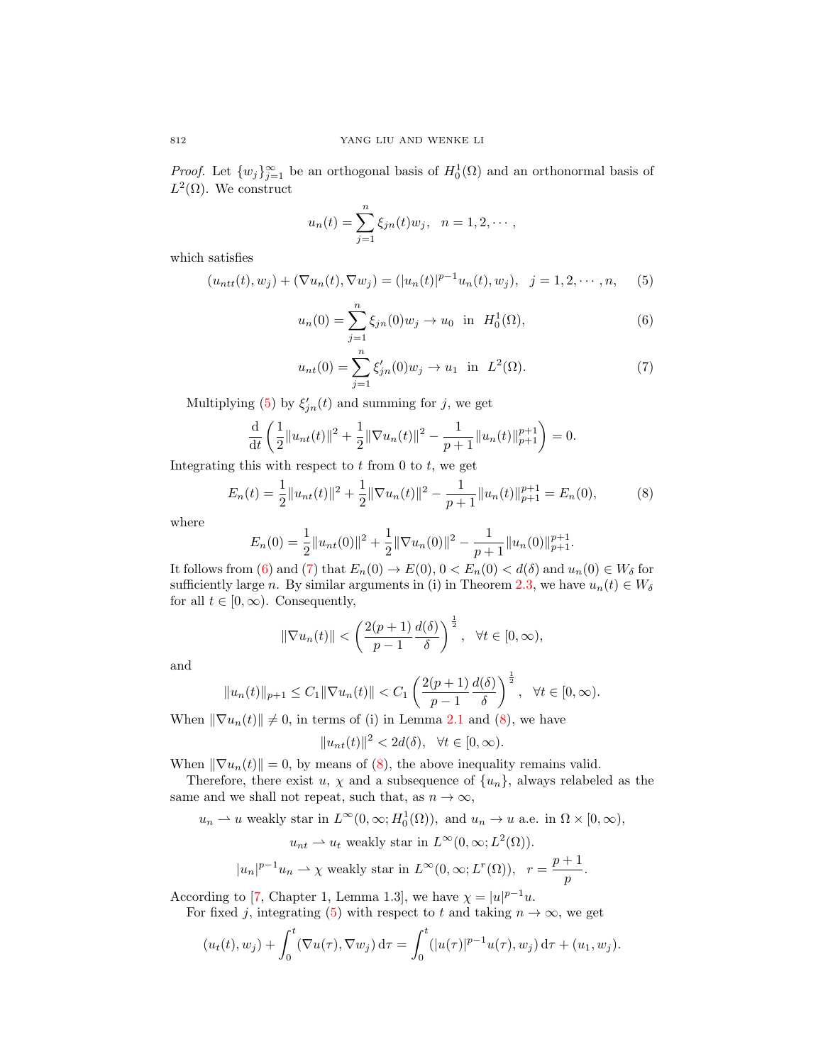*Proof.* Let $\{w_j\}_{j=1}^{\infty}$ be an orthogonal basis of $H_0^1(\Omega)$ and an orthonormal basis of $L^2(\Omega)$. We construct

$$u_n(t) = \sum_{j=1}^{n} \xi_{jn}(t) w_j, \quad n = 1, 2, \cdots,$$

which satisfies

$$(u_{ntt}(t), w_j) + (\nabla u_n(t), \nabla w_j) = (|u_n(t)|^{p-1} u_n(t), w_j), \quad j = 1, 2, \cdots, n, \tag{5}$$

$$u_n(0) = \sum_{j=1}^{n} \xi_{jn}(0) w_j \to u_0 \ \text{ in } \ H_0^1(\Omega), \tag{6}$$

$$u_{nt}(0) = \sum_{j=1}^{n} \xi'_{jn}(0) w_j \to u_1 \ \text{ in } \ L^2(\Omega). \tag{7}$$

Multiplying (5) by $\xi'_{jn}(t)$ and summing for $j$, we get

$$\frac{\mathrm{d}}{\mathrm{d}t}\left( \frac{1}{2}\|u_{nt}(t)\|^2 + \frac{1}{2}\|\nabla u_n(t)\|^2 - \frac{1}{p+1}\|u_n(t)\|_{p+1}^{p+1} \right) = 0.$$

Integrating this with respect to $t$ from 0 to $t$, we get

$$E_n(t) = \frac{1}{2}\|u_{nt}(t)\|^2 + \frac{1}{2}\|\nabla u_n(t)\|^2 - \frac{1}{p+1}\|u_n(t)\|_{p+1}^{p+1} = E_n(0), \tag{8}$$

where

$$E_n(0) = \frac{1}{2}\|u_{nt}(0)\|^2 + \frac{1}{2}\|\nabla u_n(0)\|^2 - \frac{1}{p+1}\|u_n(0)\|_{p+1}^{p+1}.$$

It follows from (6) and (7) that $E_n(0) \to E(0)$, $0 < E_n(0) < d(\delta)$ and $u_n(0) \in W_\delta$ for sufficiently large $n$. By similar arguments in (i) in Theorem 2.3, we have $u_n(t) \in W_\delta$ for all $t \in [0, \infty)$. Consequently,

$$\|\nabla u_n(t)\| < \left( \frac{2(p+1)}{p-1} \frac{d(\delta)}{\delta} \right)^{\frac{1}{2}}, \quad \forall t \in [0, \infty),$$

and

$$\|u_n(t)\|_{p+1} \le C_1 \|\nabla u_n(t)\| < C_1 \left( \frac{2(p+1)}{p-1} \frac{d(\delta)}{\delta} \right)^{\frac{1}{2}}, \quad \forall t \in [0, \infty).$$

When $\|\nabla u_n(t)\| \neq 0$, in terms of (i) in Lemma 2.1 and (8), we have

$$\|u_{nt}(t)\|^2 < 2d(\delta), \quad \forall t \in [0, \infty).$$

When $\|\nabla u_n(t)\| = 0$, by means of (8), the above inequality remains valid.

Therefore, there exist $u$, $\chi$ and a subsequence of $\{u_n\}$, always relabeled as the same and we shall not repeat, such that, as $n \to \infty$,

$$u_n \rightharpoonup u \text{ weakly star in } L^\infty(0, \infty; H_0^1(\Omega)), \text{ and } u_n \to u \text{ a.e. in } \Omega \times [0, \infty),$$

$$u_{nt} \rightharpoonup u_t \text{ weakly star in } L^\infty(0, \infty; L^2(\Omega)).$$

$$|u_n|^{p-1} u_n \rightharpoonup \chi \text{ weakly star in } L^\infty(0, \infty; L^r(\Omega)), \quad r = \frac{p+1}{p}.$$

According to [7, Chapter 1, Lemma 1.3], we have $\chi = |u|^{p-1} u$.

For fixed $j$, integrating (5) with respect to $t$ and taking $n \to \infty$, we get

$$(u_t(t), w_j) + \int_0^t (\nabla u(\tau), \nabla w_j)\, \mathrm{d}\tau = \int_0^t (|u(\tau)|^{p-1} u(\tau), w_j)\, \mathrm{d}\tau + (u_1, w_j).$$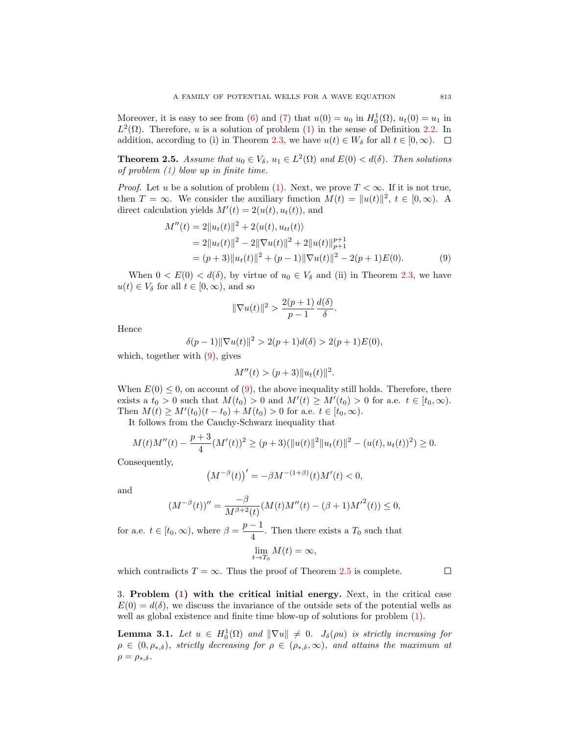Moreover, it is easy to see from (6) and (7) that $u(0) = u_0$ in $H_0^1(\Omega)$, $u_t(0) = u_1$ in $L^2(\Omega)$. Therefore, $u$ is a solution of problem (1) in the sense of Definition 2.2. In addition, according to (i) in Theorem 2.3, we have $u(t) \in W_\delta$ for all $t \in [0, \infty)$. $\square$

**Theorem 2.5.** *Assume that $u_0 \in V_\delta$, $u_1 \in L^2(\Omega)$ and $E(0) < d(\delta)$. Then solutions of problem (1) blow up in finite time.*

*Proof.* Let $u$ be a solution of problem (1). Next, we prove $T < \infty$. If it is not true, then $T = \infty$. We consider the auxiliary function $M(t) = \|u(t)\|^2$, $t \in [0, \infty)$. A direct calculation yields $M'(t) = 2(u(t), u_t(t))$, and

$$\begin{aligned}
M''(t) &= 2\|u_t(t)\|^2 + 2\langle u(t), u_{tt}(t)\rangle \\
&= 2\|u_t(t)\|^2 - 2\|\nabla u(t)\|^2 + 2\|u(t)\|_{p+1}^{p+1} \\
&= (p+3)\|u_t(t)\|^2 + (p-1)\|\nabla u(t)\|^2 - 2(p+1)E(0). \qquad (9)
\end{aligned}$$

When $0 < E(0) < d(\delta)$, by virtue of $u_0 \in V_\delta$ and (ii) in Theorem 2.3, we have $u(t) \in V_\delta$ for all $t \in [0, \infty)$, and so

$$\|\nabla u(t)\|^2 > \frac{2(p+1)}{p-1}\frac{d(\delta)}{\delta}.$$

Hence

$$\delta(p-1)\|\nabla u(t)\|^2 > 2(p+1)d(\delta) > 2(p+1)E(0),$$

which, together with (9), gives

$$M''(t) > (p+3)\|u_t(t)\|^2.$$

When $E(0) \leq 0$, on account of (9), the above inequality still holds. Therefore, there exists a $t_0 > 0$ such that $M(t_0) > 0$ and $M'(t) \geq M'(t_0) > 0$ for a.e. $t \in [t_0, \infty)$. Then $M(t) \geq M'(t_0)(t - t_0) + M(t_0) > 0$ for $t \in [t_0, \infty)$.

It follows from the Cauchy-Schwarz inequality that

$$M(t)M''(t) - \frac{p+3}{4}(M'(t))^2 \geq (p+3)(\|u(t)\|^2\|u_t(t)\|^2 - (u(t), u_t(t))^2) \geq 0.$$

Consequently,

$$\left(M^{-\beta}(t)\right)' = -\beta M^{-(1+\beta)}(t)M'(t) < 0,$$

and

$$(M^{-\beta}(t))'' = \frac{-\beta}{M^{\beta+2}(t)}(M(t)M''(t) - (\beta+1){M'}^2(t)) \leq 0,$$

for a.e. $t \in [t_0, \infty)$, where $\beta = \dfrac{p-1}{4}$. Then there exists a $T_0$ such that

$$\lim_{t \to T_0} M(t) = \infty,$$

which contradicts $T = \infty$. Thus the proof of Theorem 2.5 is complete. $\square$

3. **Problem (1) with the critical initial energy.** Next, in the critical case $E(0) = d(\delta)$, we discuss the invariance of the outside sets of the potential wells as well as global existence and finite time blow-up of solutions for problem (1).

**Lemma 3.1.** *Let $u \in H_0^1(\Omega)$ and $\|\nabla u\| \neq 0$. $J_\delta(\rho u)$ is strictly increasing for $\rho \in (0, \rho_{*,\delta})$, strictly decreasing for $\rho \in (\rho_{*,\delta}, \infty)$, and attains the maximum at $\rho = \rho_{*,\delta}$.*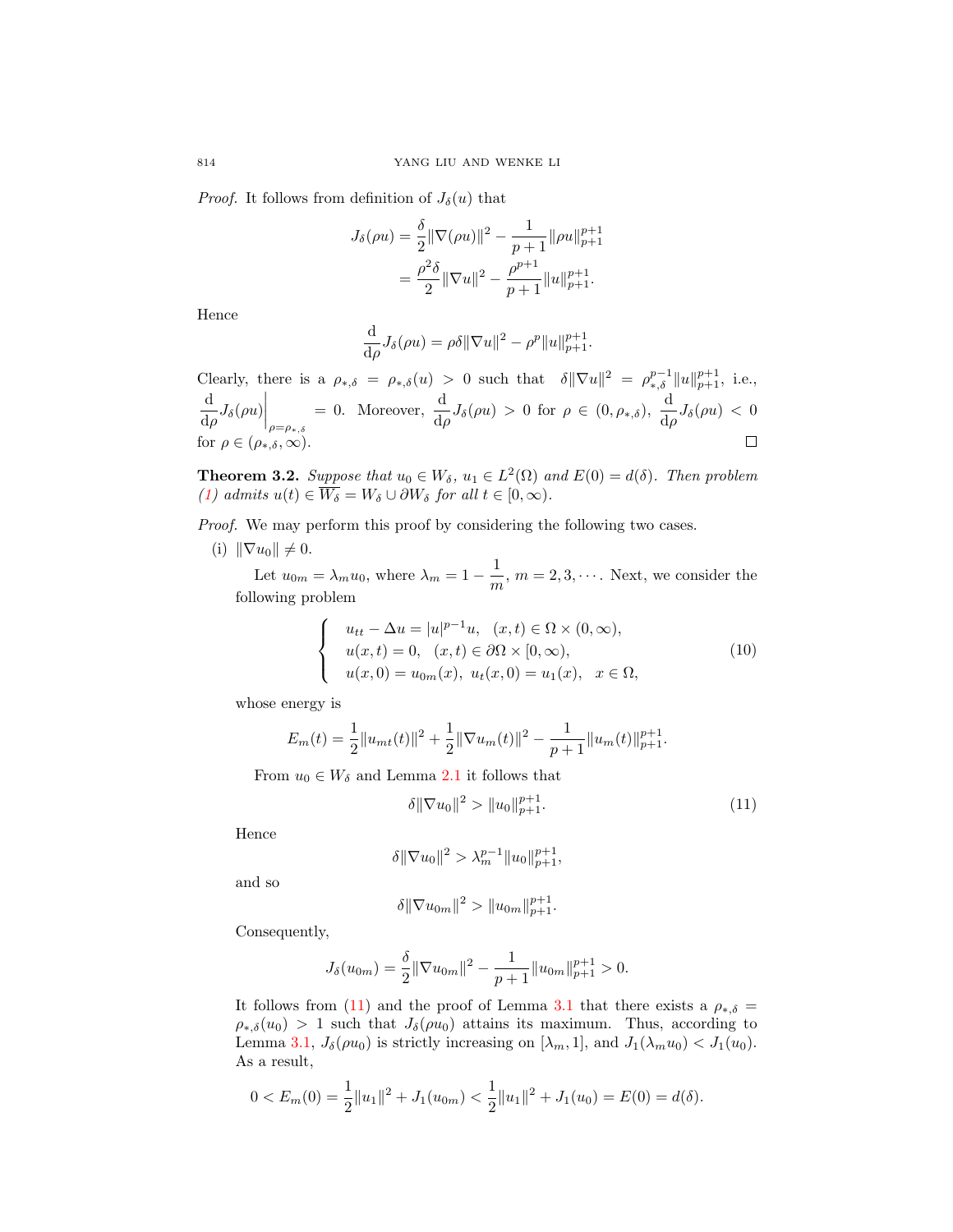*Proof.* It follows from definition of $J_\delta(u)$ that

$$J_\delta(\rho u) = \frac{\delta}{2}\|\nabla(\rho u)\|^2 - \frac{1}{p+1}\|\rho u\|_{p+1}^{p+1}$$
$$= \frac{\rho^2\delta}{2}\|\nabla u\|^2 - \frac{\rho^{p+1}}{p+1}\|u\|_{p+1}^{p+1}.$$

Hence

$$\frac{\mathrm{d}}{\mathrm{d}\rho}J_\delta(\rho u) = \rho\delta\|\nabla u\|^2 - \rho^p\|u\|_{p+1}^{p+1}.$$

Clearly, there is a $\rho_{*,\delta} = \rho_{*,\delta}(u) > 0$ such that $\delta\|\nabla u\|^2 = \rho_{*,\delta}^{p-1}\|u\|_{p+1}^{p+1}$, i.e., $\left.\frac{\mathrm{d}}{\mathrm{d}\rho}J_\delta(\rho u)\right|_{\rho=\rho_{*,\delta}} = 0$. Moreover, $\frac{\mathrm{d}}{\mathrm{d}\rho}J_\delta(\rho u) > 0$ for $\rho \in (0, \rho_{*,\delta})$, $\frac{\mathrm{d}}{\mathrm{d}\rho}J_\delta(\rho u) < 0$ for $\rho \in (\rho_{*,\delta}, \infty)$. ◻

**Theorem 3.2.** *Suppose that $u_0 \in W_\delta$, $u_1 \in L^2(\Omega)$ and $E(0) = d(\delta)$. Then problem (1) admits $u(t) \in \overline{W_\delta} = W_\delta \cup \partial W_\delta$ for all $t \in [0, \infty)$.*

*Proof.* We may perform this proof by considering the following two cases.

(i) $\|\nabla u_0\| \neq 0$.

Let $u_{0m} = \lambda_m u_0$, where $\lambda_m = 1 - \frac{1}{m}$, $m = 2, 3, \cdots$. Next, we consider the following problem

$$\begin{cases} u_{tt} - \Delta u = |u|^{p-1}u, & (x,t) \in \Omega \times (0, \infty), \\ u(x,t) = 0, & (x,t) \in \partial\Omega \times [0, \infty), \\ u(x,0) = u_{0m}(x),\ u_t(x,0) = u_1(x), & x \in \Omega, \end{cases} \tag{10}$$

whose energy is

$$E_m(t) = \frac{1}{2}\|u_{mt}(t)\|^2 + \frac{1}{2}\|\nabla u_m(t)\|^2 - \frac{1}{p+1}\|u_m(t)\|_{p+1}^{p+1}.$$

From $u_0 \in W_\delta$ and Lemma 2.1 it follows that

$$\delta\|\nabla u_0\|^2 > \|u_0\|_{p+1}^{p+1}. \tag{11}$$

Hence

$$\delta\|\nabla u_0\|^2 > \lambda_m^{p-1}\|u_0\|_{p+1}^{p+1},$$

and so

$$\delta\|\nabla u_{0m}\|^2 > \|u_{0m}\|_{p+1}^{p+1}.$$

Consequently,

$$J_\delta(u_{0m}) = \frac{\delta}{2}\|\nabla u_{0m}\|^2 - \frac{1}{p+1}\|u_{0m}\|_{p+1}^{p+1} > 0.$$

It follows from (11) and the proof of Lemma 3.1 that there exists a $\rho_{*,\delta} = \rho_{*,\delta}(u_0) > 1$ such that $J_\delta(\rho u_0)$ attains its maximum. Thus, according to Lemma 3.1, $J_\delta(\rho u_0)$ is strictly increasing on $[\lambda_m, 1]$, and $J_1(\lambda_m u_0) < J_1(u_0)$. As a result,

$$0 < E_m(0) = \frac{1}{2}\|u_1\|^2 + J_1(u_{0m}) < \frac{1}{2}\|u_1\|^2 + J_1(u_0) = E(0) = d(\delta).$$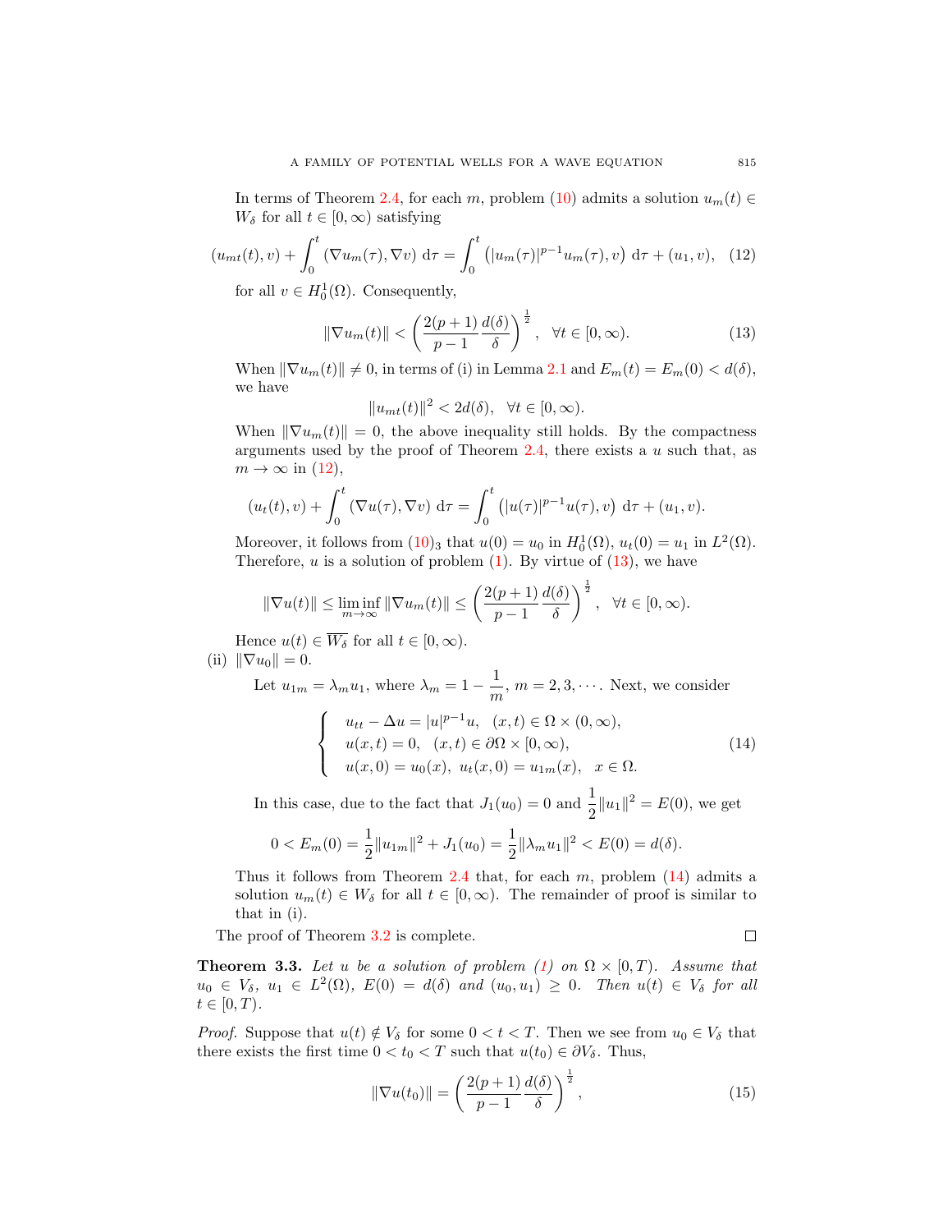In terms of Theorem 2.4, for each $m$, problem (10) admits a solution $u_m(t) \in W_\delta$ for all $t \in [0, \infty)$ satisfying

$$(u_{mt}(t), v) + \int_0^t (\nabla u_m(\tau), \nabla v) \, \mathrm{d}\tau = \int_0^t \left( |u_m(\tau)|^{p-1} u_m(\tau), v \right) \mathrm{d}\tau + (u_1, v), \quad (12)$$

for all $v \in H_0^1(\Omega)$. Consequently,

$$\|\nabla u_m(t)\| < \left( \frac{2(p+1)}{p-1} \frac{d(\delta)}{\delta} \right)^{\frac{1}{2}}, \quad \forall t \in [0, \infty). \quad (13)$$

When $\|\nabla u_m(t)\| \neq 0$, in terms of (i) in Lemma 2.1 and $E_m(t) = E_m(0) < d(\delta)$, we have

$$\|u_{mt}(t)\|^2 < 2d(\delta), \quad \forall t \in [0, \infty).$$

When $\|\nabla u_m(t)\| = 0$, the above inequality still holds. By the compactness arguments used by the proof of Theorem 2.4, there exists a $u$ such that, as $m \to \infty$ in (12),

$$(u_t(t), v) + \int_0^t (\nabla u(\tau), \nabla v) \, \mathrm{d}\tau = \int_0^t \left( |u(\tau)|^{p-1} u(\tau), v \right) \mathrm{d}\tau + (u_1, v).$$

Moreover, it follows from $(10)_3$ that $u(0) = u_0$ in $H_0^1(\Omega)$, $u_t(0) = u_1$ in $L^2(\Omega)$. Therefore, $u$ is a solution of problem (1). By virtue of (13), we have

$$\|\nabla u(t)\| \le \liminf_{m \to \infty} \|\nabla u_m(t)\| \le \left( \frac{2(p+1)}{p-1} \frac{d(\delta)}{\delta} \right)^{\frac{1}{2}}, \quad \forall t \in [0, \infty).$$

Hence $u(t) \in \overline{W_\delta}$ for all $t \in [0, \infty)$.

(ii) $\|\nabla u_0\| = 0$.

Let $u_{1m} = \lambda_m u_1$, where $\lambda_m = 1 - \dfrac{1}{m}$, $m = 2, 3, \cdots$. Next, we consider

$$\begin{cases} u_{tt} - \Delta u = |u|^{p-1} u, & (x,t) \in \Omega \times (0, \infty), \\ u(x,t) = 0, & (x,t) \in \partial\Omega \times [0, \infty), \\ u(x,0) = u_0(x), \ u_t(x,0) = u_{1m}(x), & x \in \Omega. \end{cases} \quad (14)$$

In this case, due to the fact that $J_1(u_0) = 0$ and $\dfrac{1}{2}\|u_1\|^2 = E(0)$, we get

$$0 < E_m(0) = \frac{1}{2}\|u_{1m}\|^2 + J_1(u_0) = \frac{1}{2}\|\lambda_m u_1\|^2 < E(0) = d(\delta).$$

Thus it follows from Theorem 2.4 that, for each $m$, problem (14) admits a solution $u_m(t) \in W_\delta$ for all $t \in [0, \infty)$. The remainder of proof is similar to that in (i).

The proof of Theorem 3.2 is complete. $\square$

**Theorem 3.3.** *Let $u$ be a solution of problem (1) on $\Omega \times [0, T)$. Assume that $u_0 \in V_\delta$, $u_1 \in L^2(\Omega)$, $E(0) = d(\delta)$ and $(u_0, u_1) \ge 0$. Then $u(t) \in V_\delta$ for all $t \in [0, T)$.*

*Proof.* Suppose that $u(t) \notin V_\delta$ for some $0 < t < T$. Then we see from $u_0 \in V_\delta$ that there exists the first time $0 < t_0 < T$ such that $u(t_0) \in \partial V_\delta$. Thus,

$$\|\nabla u(t_0)\| = \left( \frac{2(p+1)}{p-1} \frac{d(\delta)}{\delta} \right)^{\frac{1}{2}}, \quad (15)$$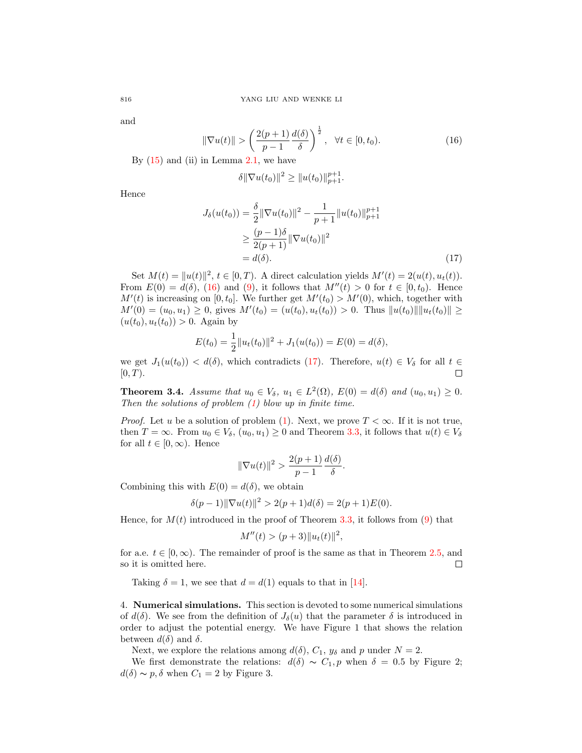and

$$\|\nabla u(t)\| > \left(\frac{2(p+1)}{p-1}\frac{d(\delta)}{\delta}\right)^{\frac{1}{2}}, \quad \forall t \in [0, t_0). \tag{16}$$

By (15) and (ii) in Lemma 2.1, we have

$$\delta\|\nabla u(t_0)\|^2 \geq \|u(t_0)\|_{p+1}^{p+1}.$$

Hence

$$\begin{aligned} J_\delta(u(t_0)) &= \frac{\delta}{2}\|\nabla u(t_0)\|^2 - \frac{1}{p+1}\|u(t_0)\|_{p+1}^{p+1} \\ &\geq \frac{(p-1)\delta}{2(p+1)}\|\nabla u(t_0)\|^2 \\ &= d(\delta). \end{aligned} \tag{17}$$

Set $M(t) = \|u(t)\|^2$, $t \in [0, T)$. A direct calculation yields $M'(t) = 2(u(t), u_t(t))$. From $E(0) = d(\delta)$, (16) and (9), it follows that $M''(t) > 0$ for $t \in [0, t_0)$. Hence $M'(t)$ is increasing on $[0, t_0]$. We further get $M'(t_0) > M'(0)$, which, together with $M'(0) = (u_0, u_1) \geq 0$, gives $M'(t_0) = (u(t_0), u_t(t_0)) > 0$. Thus $\|u(t_0)\|\|u_t(t_0)\| \geq (u(t_0), u_t(t_0)) > 0$. Again by

$$E(t_0) = \frac{1}{2}\|u_t(t_0)\|^2 + J_1(u(t_0)) = E(0) = d(\delta),$$

we get $J_1(u(t_0)) < d(\delta)$, which contradicts (17). Therefore, $u(t) \in V_\delta$ for all $t \in [0, T)$. ∎

**Theorem 3.4.** *Assume that $u_0 \in V_\delta$, $u_1 \in L^2(\Omega)$, $E(0) = d(\delta)$ and $(u_0, u_1) \geq 0$. Then the solutions of problem (1) blow up in finite time.*

*Proof.* Let $u$ be a solution of problem (1). Next, we prove $T < \infty$. If it is not true, then $T = \infty$. From $u_0 \in V_\delta$, $(u_0, u_1) \geq 0$ and Theorem 3.3, it follows that $u(t) \in V_\delta$ for all $t \in [0, \infty)$. Hence

$$\|\nabla u(t)\|^2 > \frac{2(p+1)}{p-1}\frac{d(\delta)}{\delta}.$$

Combining this with $E(0) = d(\delta)$, we obtain

$$\delta(p-1)\|\nabla u(t)\|^2 > 2(p+1)d(\delta) = 2(p+1)E(0).$$

Hence, for $M(t)$ introduced in the proof of Theorem 3.3, it follows from (9) that

$$M''(t) > (p+3)\|u_t(t)\|^2,$$

for a.e. $t \in [0, \infty)$. The remainder of proof is the same as that in Theorem 2.5, and so it is omitted here. ∎

Taking $\delta = 1$, we see that $d = d(1)$ equals to that in [14].

## 4. Numerical simulations.

This section is devoted to some numerical simulations of $d(\delta)$. We see from the definition of $J_\delta(u)$ that the parameter $\delta$ is introduced in order to adjust the potential energy. We have Figure 1 that shows the relation between $d(\delta)$ and $\delta$.

Next, we explore the relations among $d(\delta)$, $C_1$, $y_\delta$ and $p$ under $N = 2$.

We first demonstrate the relations: $d(\delta) \sim C_1, p$ when $\delta = 0.5$ by Figure 2; $d(\delta) \sim p, \delta$ when $C_1 = 2$ by Figure 3.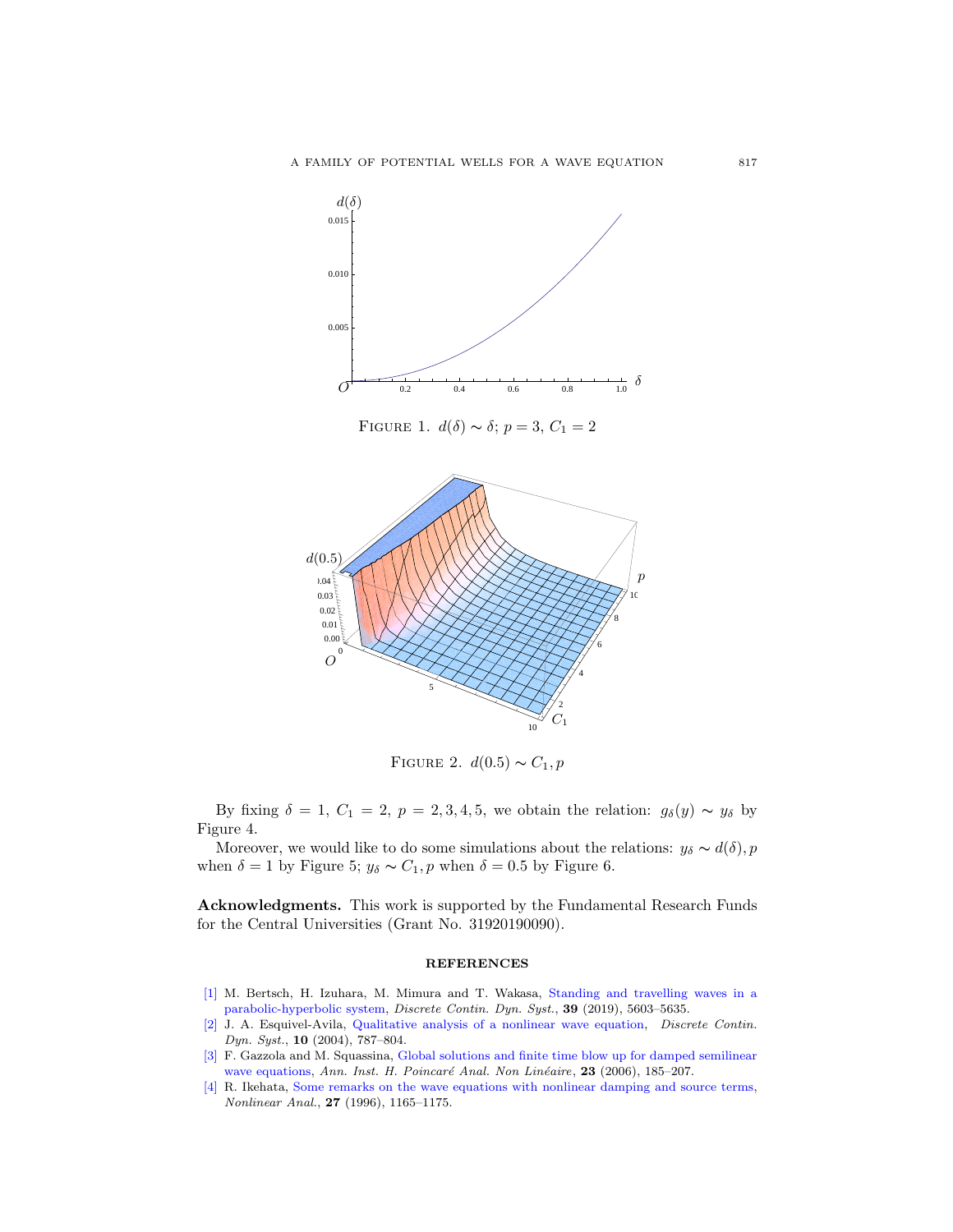FIGURE 1. $d(\delta) \sim \delta$; $p = 3$, $C_1 = 2$

FIGURE 2. $d(0.5) \sim C_1, p$

By fixing $\delta = 1$, $C_1 = 2$, $p = 2, 3, 4, 5$, we obtain the relation: $g_\delta(y) \sim y_\delta$ by Figure 4.

Moreover, we would like to do some simulations about the relations: $y_\delta \sim d(\delta), p$ when $\delta = 1$ by Figure 5; $y_\delta \sim C_1, p$ when $\delta = 0.5$ by Figure 6.

**Acknowledgments.** This work is supported by the Fundamental Research Funds for the Central Universities (Grant No. 31920190090).

## REFERENCES

[1] M. Bertsch, H. Izuhara, M. Mimura and T. Wakasa, Standing and travelling waves in a parabolic-hyperbolic system, *Discrete Contin. Dyn. Syst.*, **39** (2019), 5603–5635.

[2] J. A. Esquivel-Avila, Qualitative analysis of a nonlinear wave equation, *Discrete Contin. Dyn. Syst.*, **10** (2004), 787–804.

[3] F. Gazzola and M. Squassina, Global solutions and finite time blow up for damped semilinear wave equations, *Ann. Inst. H. Poincaré Anal. Non Linéaire*, **23** (2006), 185–207.

[4] R. Ikehata, Some remarks on the wave equations with nonlinear damping and source terms, *Nonlinear Anal.*, **27** (1996), 1165–1175.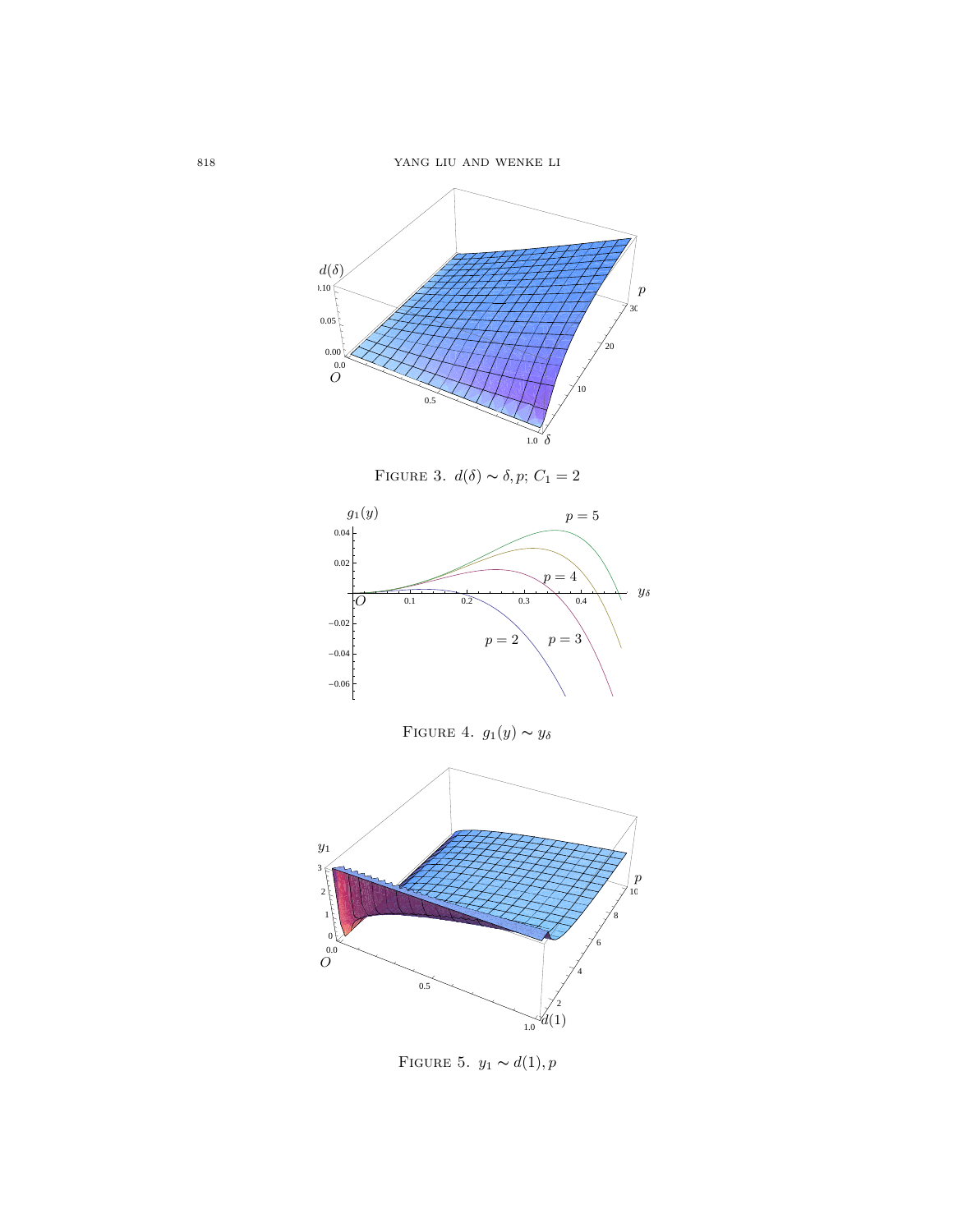FIGURE 3. $d(\delta) \sim \delta, p$; $C_1 = 2$

FIGURE 4. $g_1(y) \sim y_\delta$

FIGURE 5. $y_1 \sim d(1), p$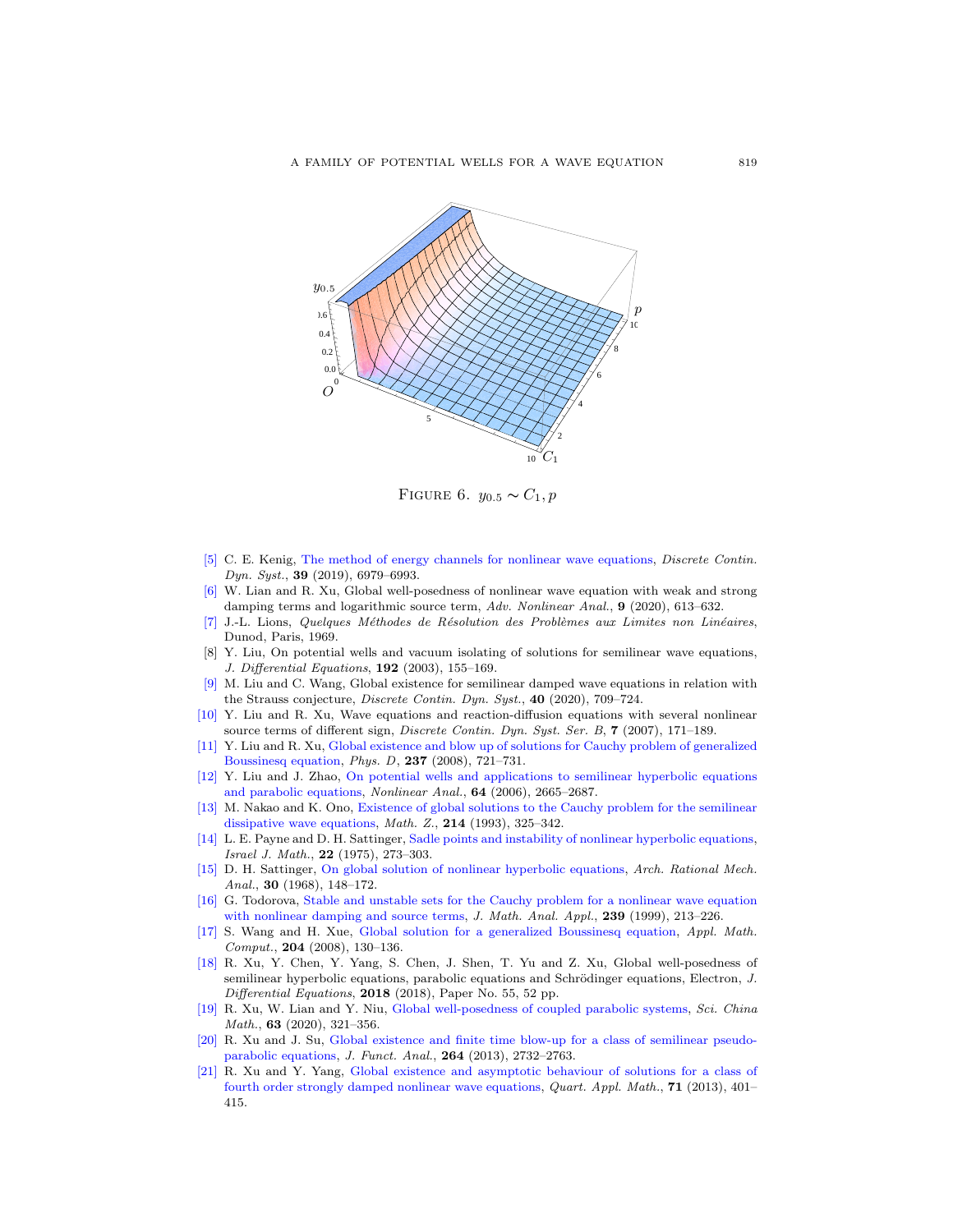FIGURE 6. $y_{0.5} \sim C_1, p$

[5] C. E. Kenig, The method of energy channels for nonlinear wave equations, *Discrete Contin. Dyn. Syst.*, **39** (2019), 6979–6993.

[6] W. Lian and R. Xu, Global well-posedness of nonlinear wave equation with weak and strong damping terms and logarithmic source term, *Adv. Nonlinear Anal.*, **9** (2020), 613–632.

[7] J.-L. Lions, *Quelques Méthodes de Résolution des Problèmes aux Limites non Linéaires*, Dunod, Paris, 1969.

[8] Y. Liu, On potential wells and vacuum isolating of solutions for semilinear wave equations, *J. Differential Equations*, **192** (2003), 155–169.

[9] M. Liu and C. Wang, Global existence for semilinear damped wave equations in relation with the Strauss conjecture, *Discrete Contin. Dyn. Syst.*, **40** (2020), 709–724.

[10] Y. Liu and R. Xu, Wave equations and reaction-diffusion equations with several nonlinear source terms of different sign, *Discrete Contin. Dyn. Syst. Ser. B*, **7** (2007), 171–189.

[11] Y. Liu and R. Xu, Global existence and blow up of solutions for Cauchy problem of generalized Boussinesq equation, *Phys. D*, **237** (2008), 721–731.

[12] Y. Liu and J. Zhao, On potential wells and applications to semilinear hyperbolic equations and parabolic equations, *Nonlinear Anal.*, **64** (2006), 2665–2687.

[13] M. Nakao and K. Ono, Existence of global solutions to the Cauchy problem for the semilinear dissipative wave equations, *Math. Z.*, **214** (1993), 325–342.

[14] L. E. Payne and D. H. Sattinger, Sadle points and instability of nonlinear hyperbolic equations, *Israel J. Math.*, **22** (1975), 273–303.

[15] D. H. Sattinger, On global solution of nonlinear hyperbolic equations, *Arch. Rational Mech. Anal.*, **30** (1968), 148–172.

[16] G. Todorova, Stable and unstable sets for the Cauchy problem for a nonlinear wave equation with nonlinear damping and source terms, *J. Math. Anal. Appl.*, **239** (1999), 213–226.

[17] S. Wang and H. Xue, Global solution for a generalized Boussinesq equation, *Appl. Math. Comput.*, **204** (2008), 130–136.

[18] R. Xu, Y. Chen, Y. Yang, S. Chen, J. Shen, T. Yu and Z. Xu, Global well-posedness of semilinear hyperbolic equations, parabolic equations and Schrödinger equations, Electron, *J. Differential Equations*, **2018** (2018), Paper No. 55, 52 pp.

[19] R. Xu, W. Lian and Y. Niu, Global well-posedness of coupled parabolic systems, *Sci. China Math.*, **63** (2020), 321–356.

[20] R. Xu and J. Su, Global existence and finite time blow-up for a class of semilinear pseudo-parabolic equations, *J. Funct. Anal.*, **264** (2013), 2732–2763.

[21] R. Xu and Y. Yang, Global existence and asymptotic behaviour of solutions for a class of fourth order strongly damped nonlinear wave equations, *Quart. Appl. Math.*, **71** (2013), 401–415.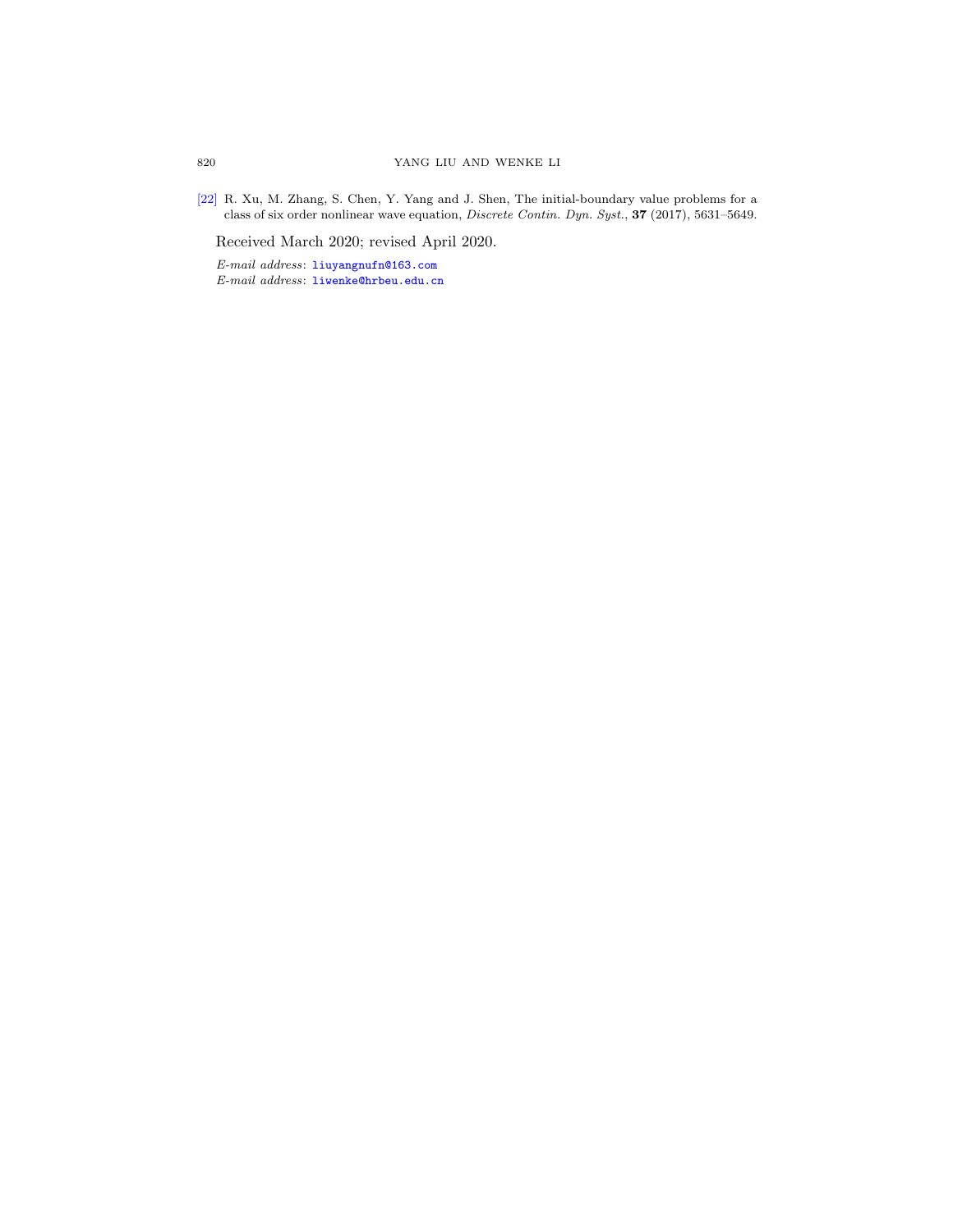[22] R. Xu, M. Zhang, S. Chen, Y. Yang and J. Shen, The initial-boundary value problems for a class of six order nonlinear wave equation, *Discrete Contin. Dyn. Syst.*, **37** (2017), 5631–5649.

Received March 2020; revised April 2020.

*E-mail address*: liuyangnufn@163.com
*E-mail address*: liwenke@hrbeu.edu.cn